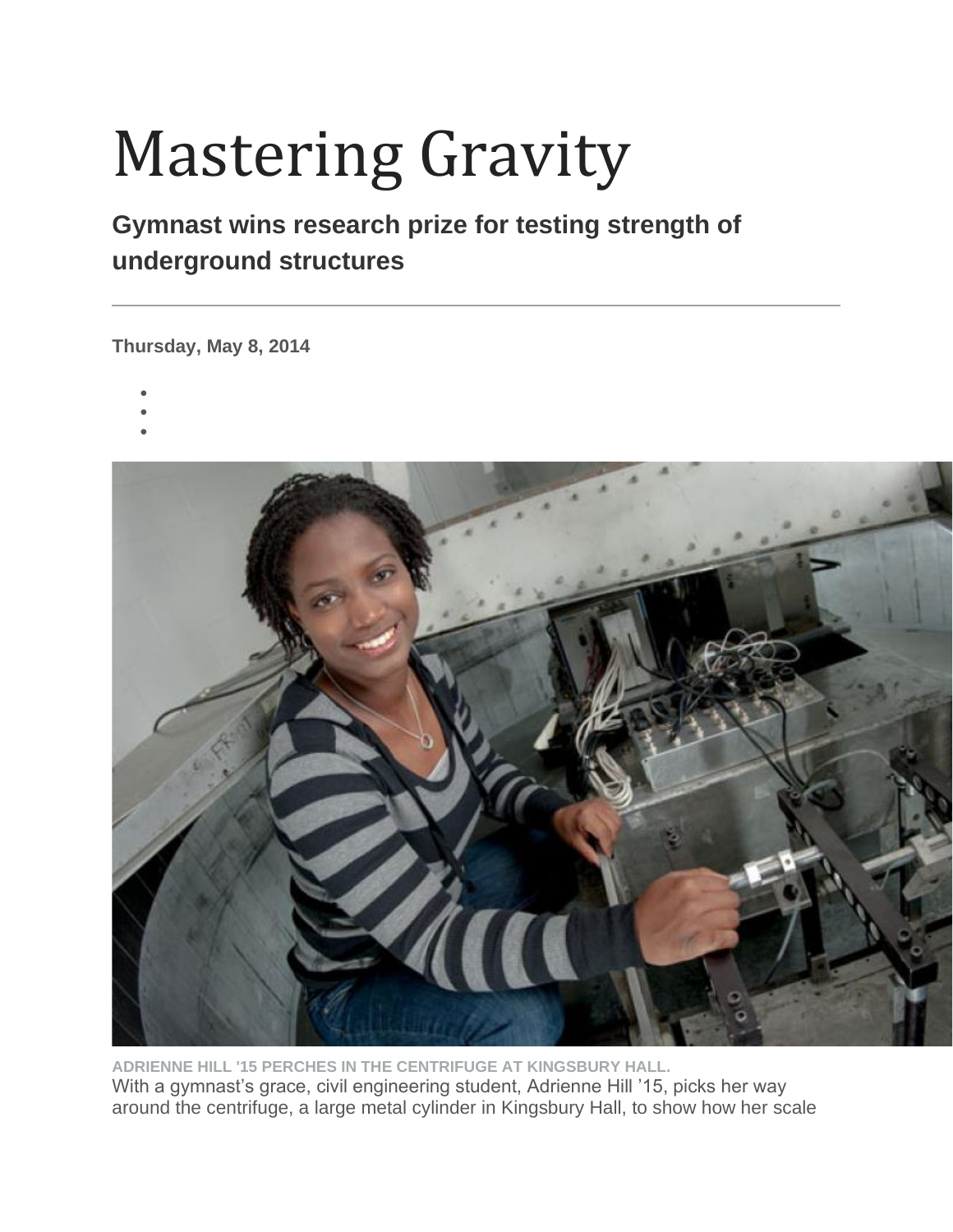# Mastering Gravity

**Gymnast wins research prize for testing strength of underground structures**

---

**Thursday, May 8, 2014**

ADRIENNE HILL '15 PERCHES IN THE CENTRIFUGE AT KINGSBURY HALL.

With a gymnast's grace, civil engineering student, Adrienne Hill '15, picks her way around the centrifuge, a large metal cylinder in Kingsbury Hall, to show how her scale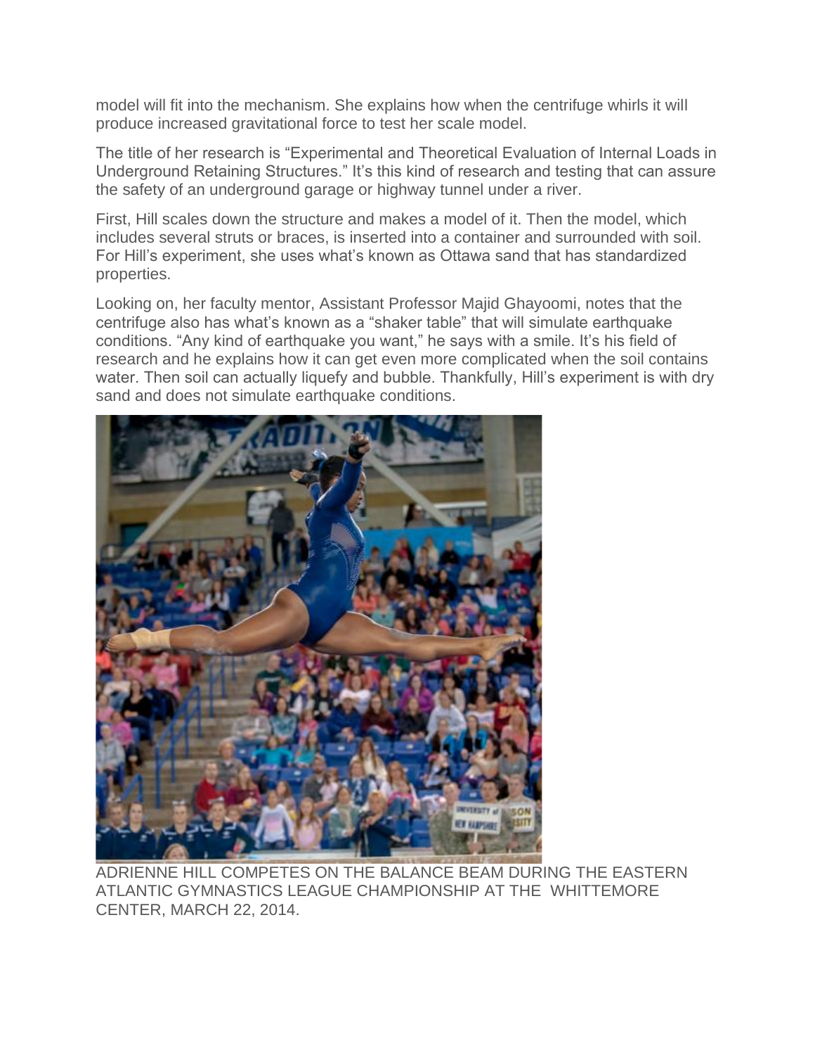model will fit into the mechanism. She explains how when the centrifuge whirls it will produce increased gravitational force to test her scale model.

The title of her research is “Experimental and Theoretical Evaluation of Internal Loads in Underground Retaining Structures.” It’s this kind of research and testing that can assure the safety of an underground garage or highway tunnel under a river.

First, Hill scales down the structure and makes a model of it. Then the model, which includes several struts or braces, is inserted into a container and surrounded with soil. For Hill’s experiment, she uses what’s known as Ottawa sand that has standardized properties.

Looking on, her faculty mentor, Assistant Professor Majid Ghayoomi, notes that the centrifuge also has what’s known as a “shaker table” that will simulate earthquake conditions. “Any kind of earthquake you want,” he says with a smile. It’s his field of research and he explains how it can get even more complicated when the soil contains water. Then soil can actually liquefy and bubble. Thankfully, Hill’s experiment is with dry sand and does not simulate earthquake conditions.

ADRIENNE HILL COMPETES ON THE BALANCE BEAM DURING THE EASTERN ATLANTIC GYMNASTICS LEAGUE CHAMPIONSHIP AT THE WHITTEMORE CENTER, MARCH 22, 2014.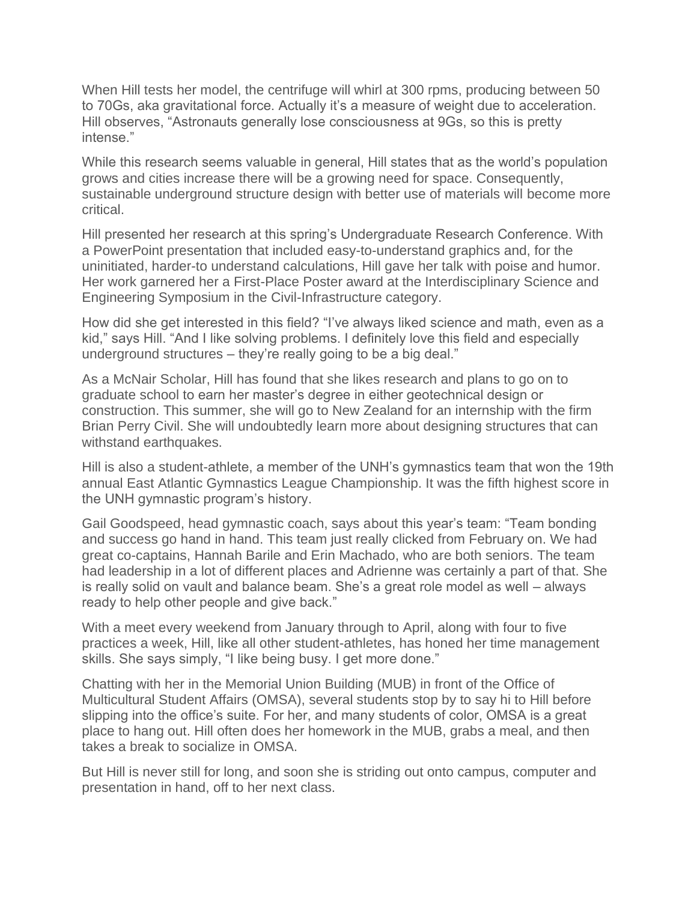When Hill tests her model, the centrifuge will whirl at 300 rpms, producing between 50 to 70Gs, aka gravitational force. Actually it's a measure of weight due to acceleration. Hill observes, "Astronauts generally lose consciousness at 9Gs, so this is pretty intense."

While this research seems valuable in general, Hill states that as the world's population grows and cities increase there will be a growing need for space. Consequently, sustainable underground structure design with better use of materials will become more critical.

Hill presented her research at this spring's Undergraduate Research Conference. With a PowerPoint presentation that included easy-to-understand graphics and, for the uninitiated, harder-to understand calculations, Hill gave her talk with poise and humor. Her work garnered her a First-Place Poster award at the Interdisciplinary Science and Engineering Symposium in the Civil-Infrastructure category.

How did she get interested in this field? "I've always liked science and math, even as a kid," says Hill. "And I like solving problems. I definitely love this field and especially underground structures – they're really going to be a big deal."

As a McNair Scholar, Hill has found that she likes research and plans to go on to graduate school to earn her master's degree in either geotechnical design or construction. This summer, she will go to New Zealand for an internship with the firm Brian Perry Civil. She will undoubtedly learn more about designing structures that can withstand earthquakes.

Hill is also a student-athlete, a member of the UNH's gymnastics team that won the 19th annual East Atlantic Gymnastics League Championship. It was the fifth highest score in the UNH gymnastic program's history.

Gail Goodspeed, head gymnastic coach, says about this year's team: "Team bonding and success go hand in hand. This team just really clicked from February on. We had great co-captains, Hannah Barile and Erin Machado, who are both seniors. The team had leadership in a lot of different places and Adrienne was certainly a part of that. She is really solid on vault and balance beam. She's a great role model as well – always ready to help other people and give back."

With a meet every weekend from January through to April, along with four to five practices a week, Hill, like all other student-athletes, has honed her time management skills. She says simply, "I like being busy. I get more done."

Chatting with her in the Memorial Union Building (MUB) in front of the Office of Multicultural Student Affairs (OMSA), several students stop by to say hi to Hill before slipping into the office's suite. For her, and many students of color, OMSA is a great place to hang out. Hill often does her homework in the MUB, grabs a meal, and then takes a break to socialize in OMSA.

But Hill is never still for long, and soon she is striding out onto campus, computer and presentation in hand, off to her next class.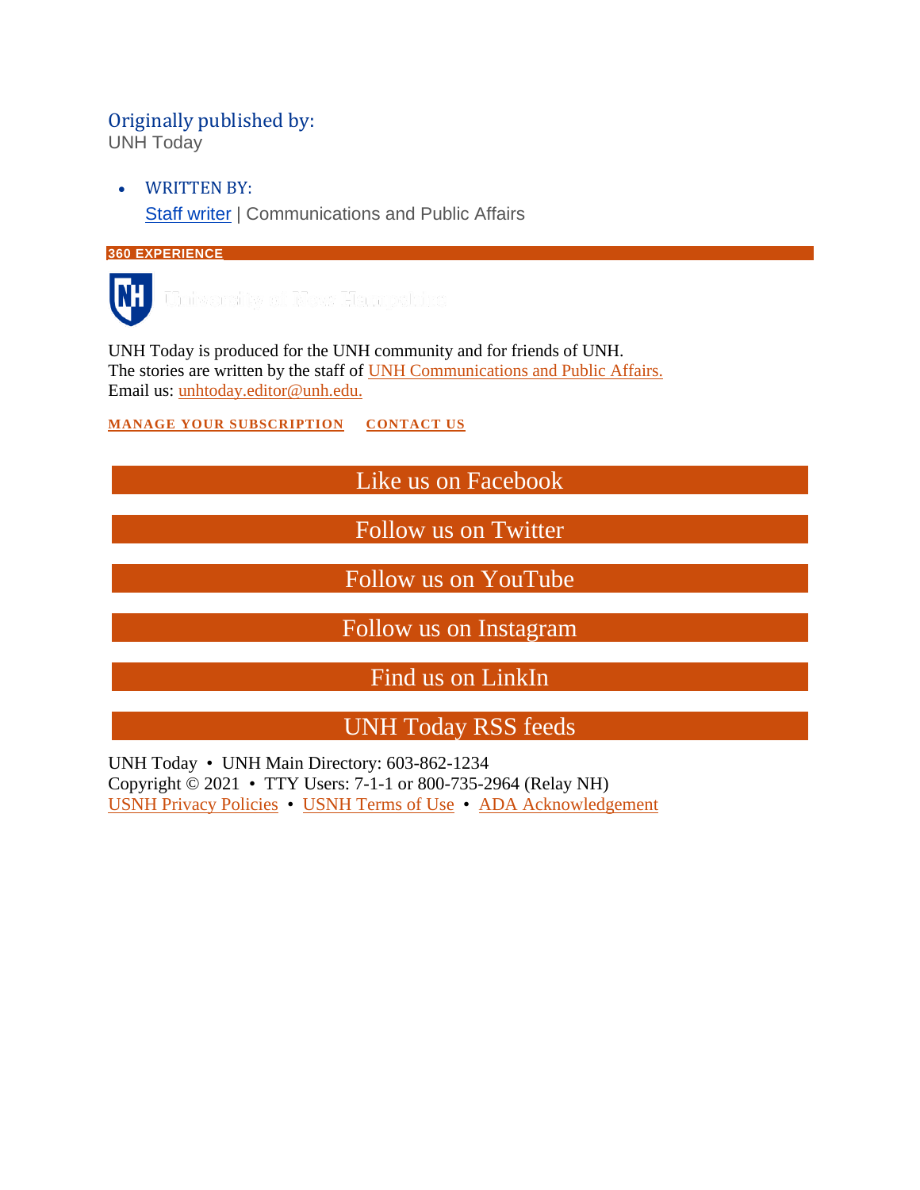Originally published by:
UNH Today

- WRITTEN BY:
  Staff writer | Communications and Public Affairs

**360 EXPERIENCE**

UNH Today is produced for the UNH community and for friends of UNH.
The stories are written by the staff of UNH Communications and Public Affairs.
Email us: unhtoday.editor@unh.edu.

**MANAGE YOUR SUBSCRIPTION** **CONTACT US**

Like us on Facebook

Follow us on Twitter

Follow us on YouTube

Follow us on Instagram

Find us on LinkIn

UNH Today RSS feeds

UNH Today • UNH Main Directory: 603-862-1234
Copyright © 2021 • TTY Users: 7-1-1 or 800-735-2964 (Relay NH)
USNH Privacy Policies • USNH Terms of Use • ADA Acknowledgement